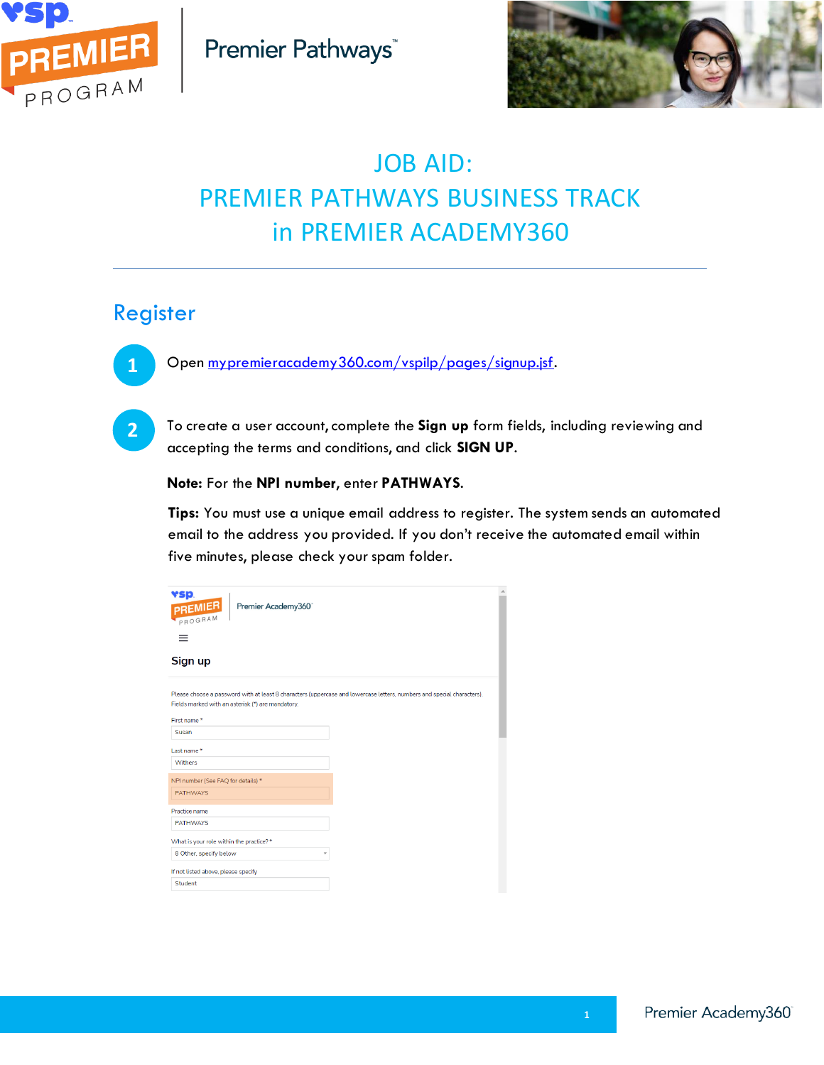Premier Pathways™

# JOB AID: PREMIER PATHWAYS BUSINESS TRACK in PREMIER ACADEMY360

## Register

1. Open [mypremieracademy360.com/vspilp/pages/signup.jsf](mypremieracademy360.com/vspilp/pages/signup.jsf).

2. To create a user account, complete the **Sign up** form fields, including reviewing and accepting the terms and conditions, and click **SIGN UP**.

   **Note:** For the **NPI number**, enter **PATHWAYS**.

   **Tips:** You must use a unique email address to register. The system sends an automated email to the address you provided. If you don't receive the automated email within five minutes, please check your spam folder.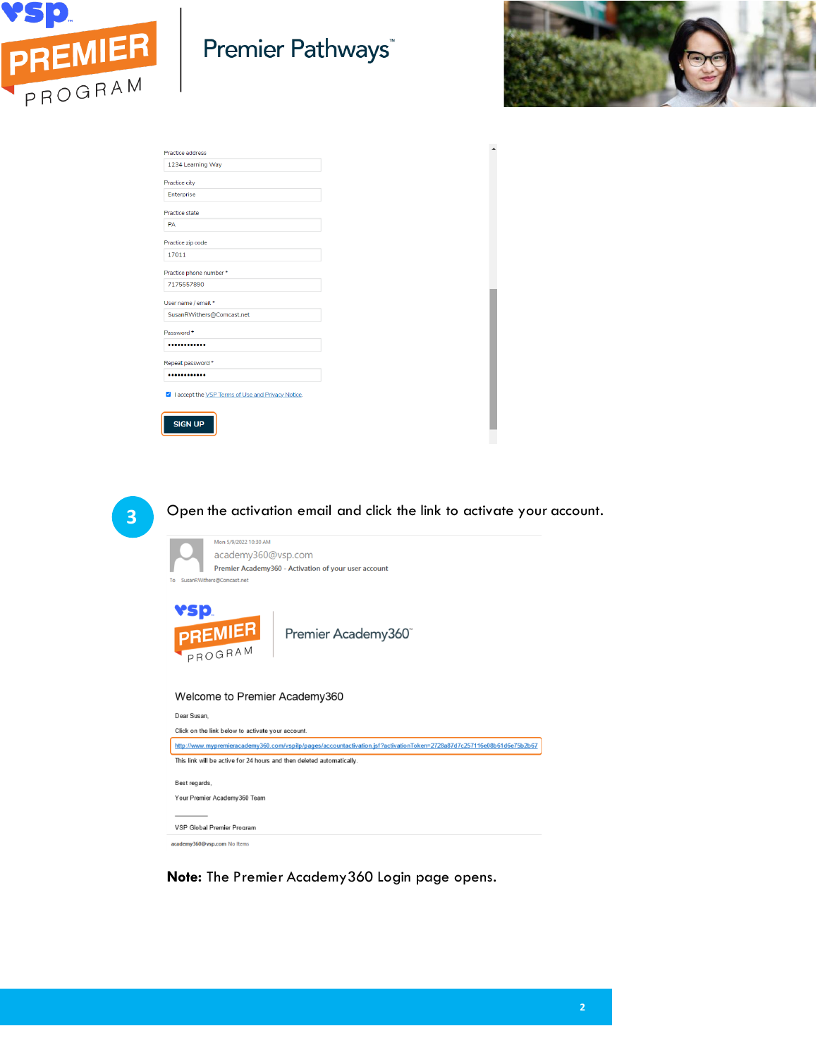Practice address

1234 Learning Way

Practice city

Enterprise

Practice state

PA

Practice zip code

17011

Practice phone number *

7175557890

User name / email *

SusanRWithers@Comcast.net

Password *

••••••••••••

Repeat password *

••••••••••••

I accept the VSP Terms of Use and Privacy Notice

SIGN UP

**3** Open the activation email and click the link to activate your account.

Mon 5/9/2022 10:30 AM

academy360@vsp.com

Premier Academy360 - Activation of your user account

To SusanRWithers@Comcast.net

Premier Academy360

Welcome to Premier Academy360

Dear Susan,

Click on the link below to activate your account.

http://www.mypremieracademy360.com/vspilp/pages/accountactivation.jsf?activationToken=2728a87d7c257116e08b61d6e75b2b67

This link will be active for 24 hours and then deleted automatically.

Best regards,

Your Premier Academy360 Team

VSP Global Premier Program

academy360@vsp.com No Items

**Note:** The Premier Academy360 Login page opens.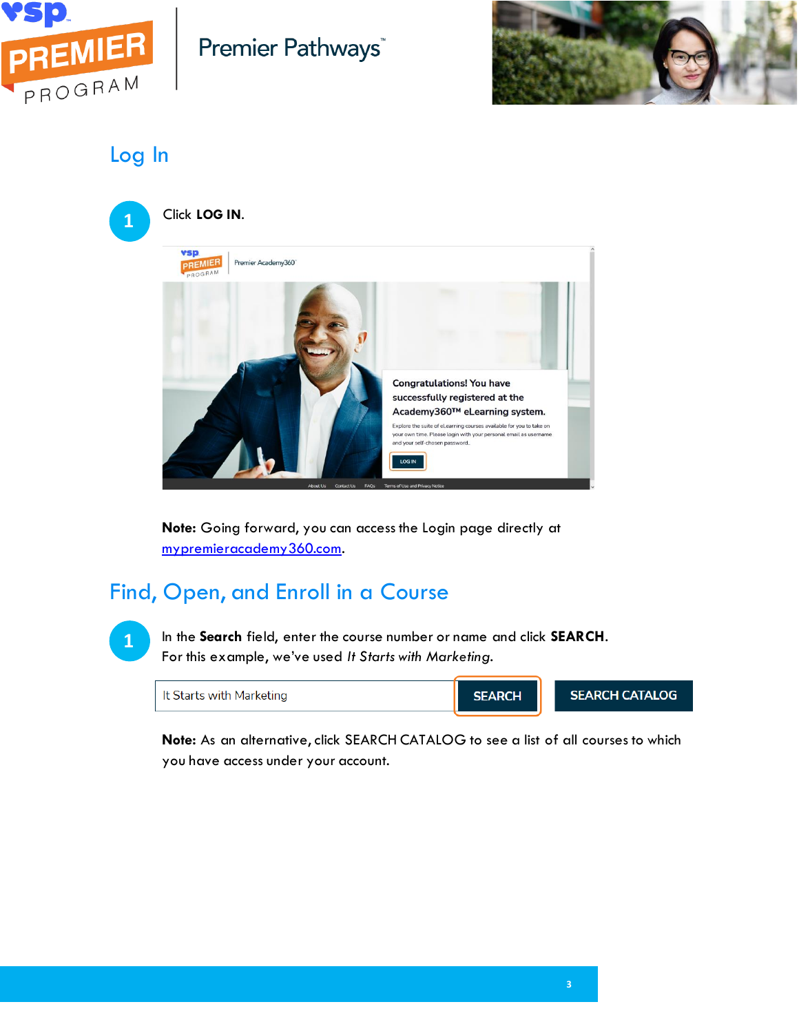## Log In

1. Click **LOG IN**.

**Note:** Going forward, you can access the Login page directly at [mypremieracademy360.com](mypremieracademy360.com).

## Find, Open, and Enroll in a Course

1. In the **Search** field, enter the course number or name and click **SEARCH**. For this example, we've used *It Starts with Marketing*.

**Note:** As an alternative, click SEARCH CATALOG to see a list of all courses to which you have access under your account.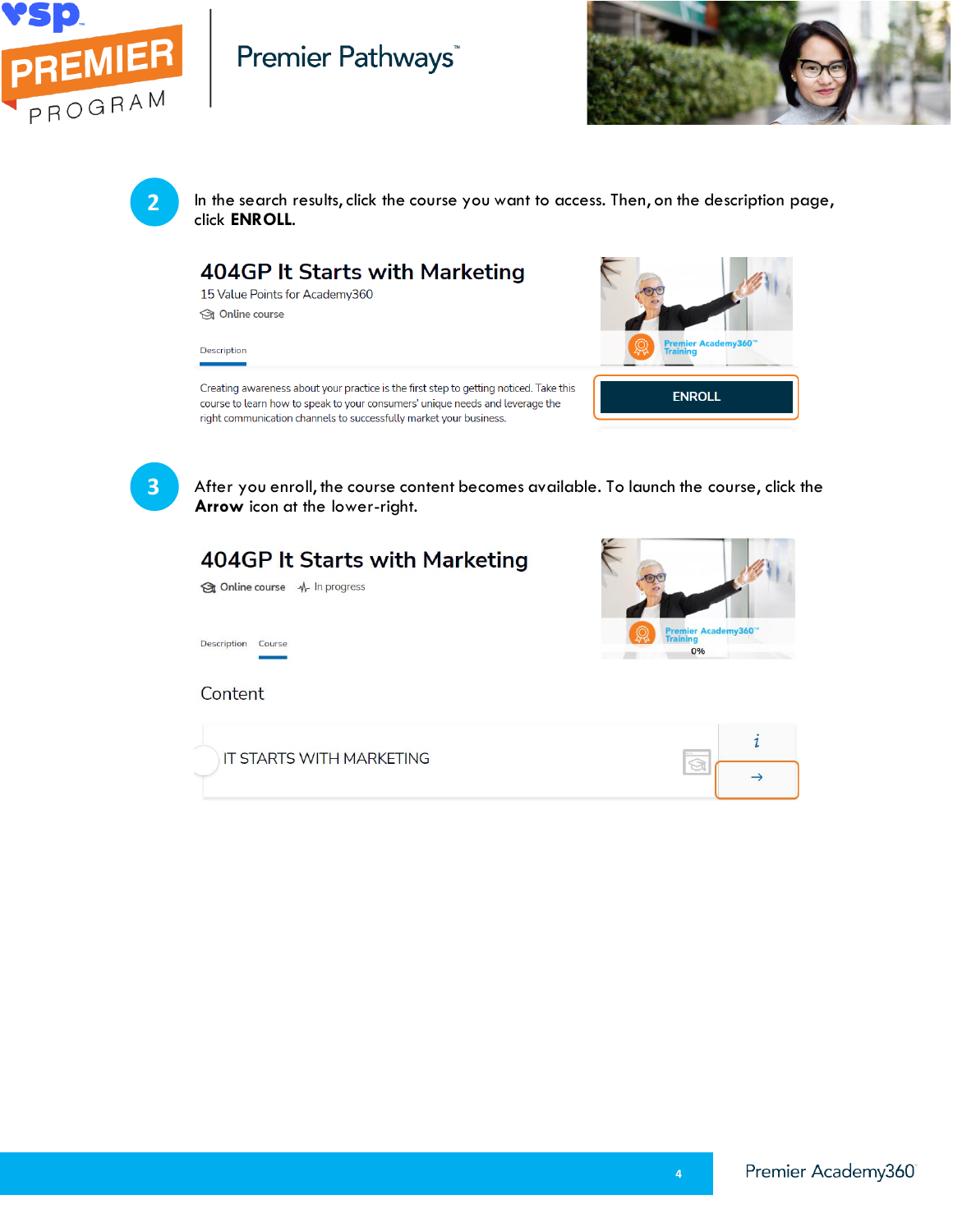2. In the search results, click the course you want to access. Then, on the description page, click **ENROLL**.

## 404GP It Starts with Marketing

15 Value Points for Academy360

Online course

Description

Creating awareness about your practice is the first step to getting noticed. Take this course to learn how to speak to your consumers' unique needs and leverage the right communication channels to successfully market your business.

Premier Academy360™ Training

ENROLL

3. After you enroll, the course content becomes available. To launch the course, click the **Arrow** icon at the lower-right.

## 404GP It Starts with Marketing

Online course   In progress

Description   Course

Premier Academy360™ Training

0%

### Content

IT STARTS WITH MARKETING

i

→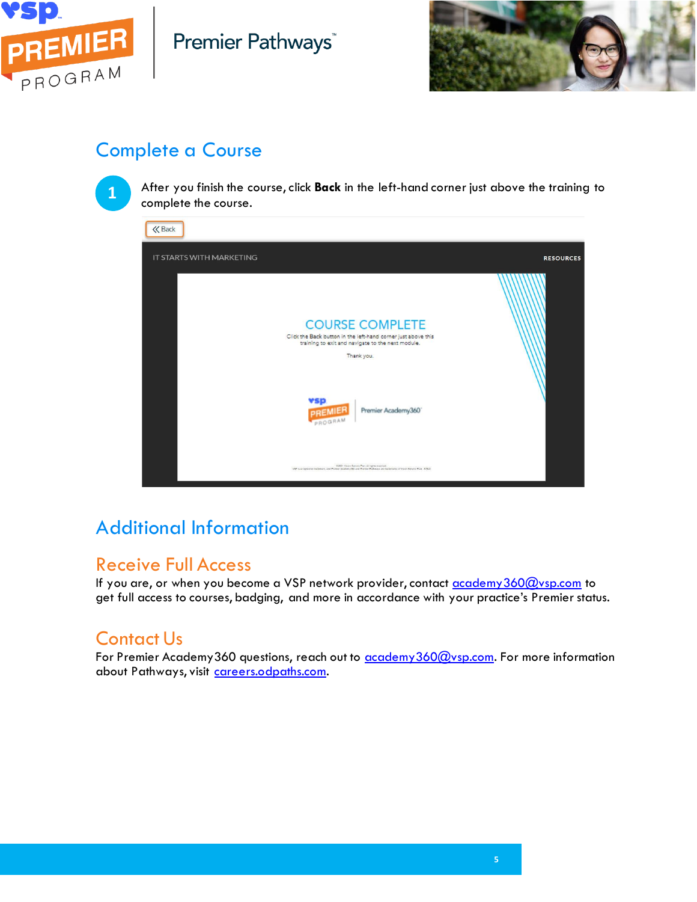## Complete a Course

1. After you finish the course, click **Back** in the left-hand corner just above the training to complete the course.

## Additional Information

### Receive Full Access

If you are, or when you become a VSP network provider, contact academy360@vsp.com to get full access to courses, badging, and more in accordance with your practice's Premier status.

### Contact Us

For Premier Academy360 questions, reach out to academy360@vsp.com. For more information about Pathways, visit careers.odpaths.com.